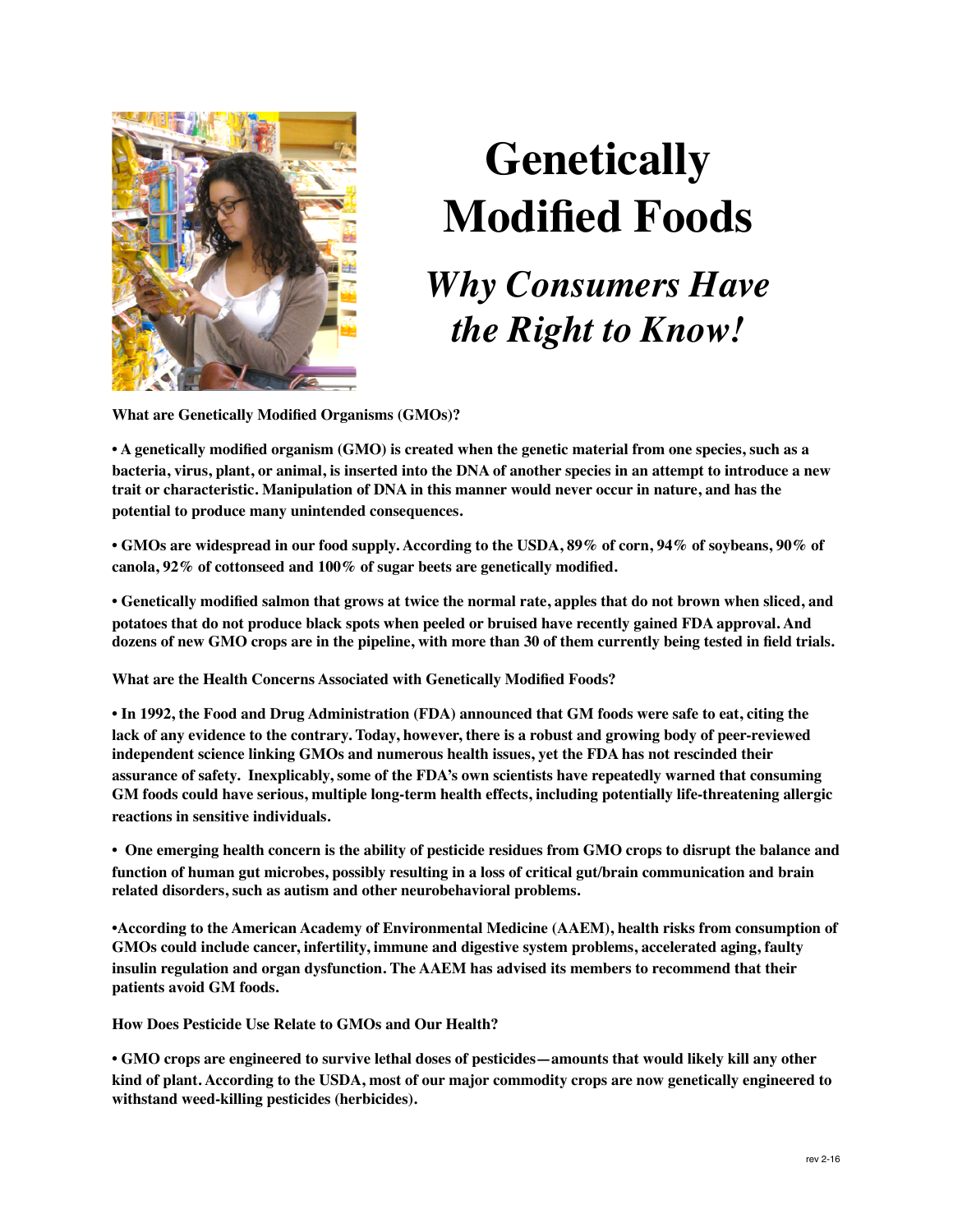# Genetically Modified Foods

## *Why Consumers Have the Right to Know!*

**What are Genetically Modified Organisms (GMOs)?**

**• A genetically modified organism (GMO) is created when the genetic material from one species, such as a bacteria, virus, plant, or animal, is inserted into the DNA of another species in an attempt to introduce a new trait or characteristic. Manipulation of DNA in this manner would never occur in nature, and has the potential to produce many unintended consequences.**

**• GMOs are widespread in our food supply. According to the USDA, 89% of corn, 94% of soybeans, 90% of canola, 92% of cottonseed and 100% of sugar beets are genetically modified.**

**• Genetically modified salmon that grows at twice the normal rate, apples that do not brown when sliced, and potatoes that do not produce black spots when peeled or bruised have recently gained FDA approval. And dozens of new GMO crops are in the pipeline, with more than 30 of them currently being tested in field trials.**

**What are the Health Concerns Associated with Genetically Modified Foods?**

**• In 1992, the Food and Drug Administration (FDA) announced that GM foods were safe to eat, citing the lack of any evidence to the contrary. Today, however, there is a robust and growing body of peer-reviewed independent science linking GMOs and numerous health issues, yet the FDA has not rescinded their assurance of safety. Inexplicably, some of the FDA's own scientists have repeatedly warned that consuming GM foods could have serious, multiple long-term health effects, including potentially life-threatening allergic reactions in sensitive individuals.**

**• One emerging health concern is the ability of pesticide residues from GMO crops to disrupt the balance and function of human gut microbes, possibly resulting in a loss of critical gut/brain communication and brain related disorders, such as autism and other neurobehavioral problems.**

**• According to the American Academy of Environmental Medicine (AAEM), health risks from consumption of GMOs could include cancer, infertility, immune and digestive system problems, accelerated aging, faulty insulin regulation and organ dysfunction. The AAEM has advised its members to recommend that their patients avoid GM foods.**

**How Does Pesticide Use Relate to GMOs and Our Health?**

**• GMO crops are engineered to survive lethal doses of pesticides—amounts that would likely kill any other kind of plant. According to the USDA, most of our major commodity crops are now genetically engineered to withstand weed-killing pesticides (herbicides).**

rev 2-16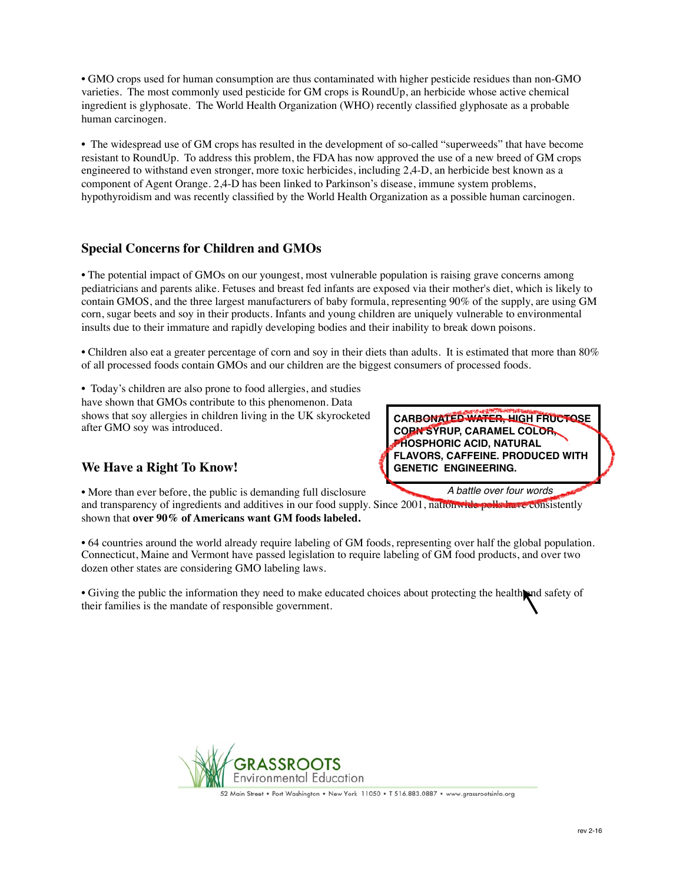• GMO crops used for human consumption are thus contaminated with higher pesticide residues than non-GMO varieties. The most commonly used pesticide for GM crops is RoundUp, an herbicide whose active chemical ingredient is glyphosate. The World Health Organization (WHO) recently classified glyphosate as a probable human carcinogen.

• The widespread use of GM crops has resulted in the development of so-called "superweeds" that have become resistant to RoundUp. To address this problem, the FDA has now approved the use of a new breed of GM crops engineered to withstand even stronger, more toxic herbicides, including 2,4-D, an herbicide best known as a component of Agent Orange. 2,4-D has been linked to Parkinson's disease, immune system problems, hypothyroidism and was recently classified by the World Health Organization as a possible human carcinogen.

## Special Concerns for Children and GMOs

• The potential impact of GMOs on our youngest, most vulnerable population is raising grave concerns among pediatricians and parents alike. Fetuses and breast fed infants are exposed via their mother's diet, which is likely to contain GMOS, and the three largest manufacturers of baby formula, representing 90% of the supply, are using GM corn, sugar beets and soy in their products. Infants and young children are uniquely vulnerable to environmental insults due to their immature and rapidly developing bodies and their inability to break down poisons.

• Children also eat a greater percentage of corn and soy in their diets than adults. It is estimated that more than 80% of all processed foods contain GMOs and our children are the biggest consumers of processed foods.

• Today's children are also prone to food allergies, and studies have shown that GMOs contribute to this phenomenon. Data shows that soy allergies in children living in the UK skyrocketed after GMO soy was introduced.

**CARBONATED WATER, HIGH FRUCTOSE CORN SYRUP, CARAMEL COLOR, PHOSPHORIC ACID, NATURAL FLAVORS, CAFFEINE. PRODUCED WITH GENETIC ENGINEERING.**

*A battle over four words*

## We Have a Right To Know!

• More than ever before, the public is demanding full disclosure and transparency of ingredients and additives in our food supply. Since 2001, nationwide polls have consistently shown that **over 90% of Americans want GM foods labeled.**

• 64 countries around the world already require labeling of GM foods, representing over half the global population. Connecticut, Maine and Vermont have passed legislation to require labeling of GM food products, and over two dozen other states are considering GMO labeling laws.

• Giving the public the information they need to make educated choices about protecting the health and safety of their families is the mandate of responsible government.

GRASSROOTS Environmental Education

52 Main Street • Port Washington • New York 11050 • T 516.883.0887 • www.grassrootsinfo.org

rev 2-16